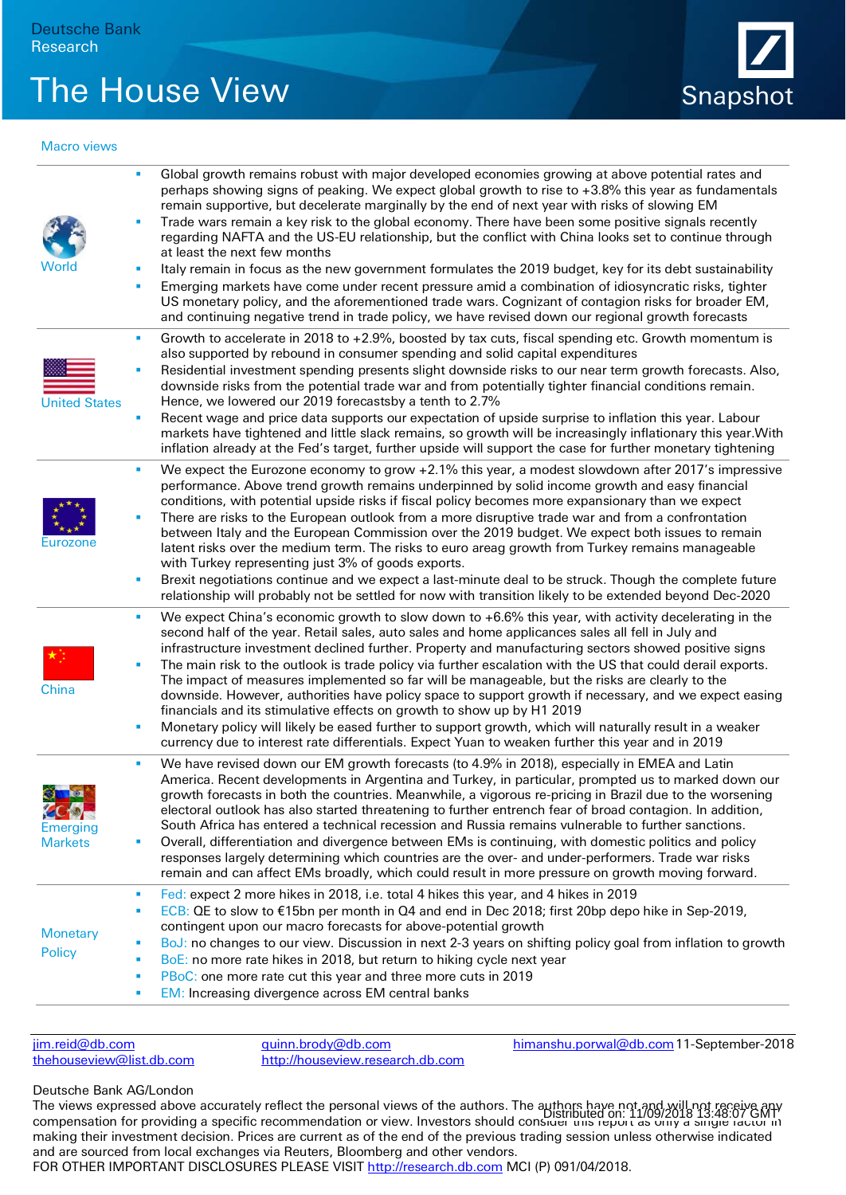Deutsche Bank
Research

# The House View

Snapshot

## Macro views

| | |
|---|---|
| World | ▪ Global growth remains robust with major developed economies growing at above potential rates and perhaps showing signs of peaking. We expect global growth to rise to +3.8% this year as fundamentals remain supportive, but decelerate marginally by the end of next year with risks of slowing EM<br>▪ Trade wars remain a key risk to the global economy. There have been some positive signals recently regarding NAFTA and the US-EU relationship, but the conflict with China looks set to continue through at least the next few months<br>▪ Italy remain in focus as the new government formulates the 2019 budget, key for its debt sustainability<br>▪ Emerging markets have come under recent pressure amid a combination of idiosyncratic risks, tighter US monetary policy, and the aforementioned trade wars. Cognizant of contagion risks for broader EM, and continuing negative trend in trade policy, we have revised down our regional growth forecasts |
| United States | ▪ Growth to accelerate in 2018 to +2.9%, boosted by tax cuts, fiscal spending etc. Growth momentum is also supported by rebound in consumer spending and solid capital expenditures<br>▪ Residential investment spending presents slight downside risks to our near term growth forecasts. Also, downside risks from the potential trade war and from potentially tighter financial conditions remain. Hence, we lowered our 2019 forecastsby a tenth to 2.7%<br>▪ Recent wage and price data supports our expectation of upside surprise to inflation this year. Labour markets have tightened and little slack remains, so growth will be increasingly inflationary this year.With inflation already at the Fed's target, further upside will support the case for further monetary tightening |
| Eurozone | ▪ We expect the Eurozone economy to grow +2.1% this year, a modest slowdown after 2017's impressive performance. Above trend growth remains underpinned by solid income growth and easy financial conditions, with potential upside risks if fiscal policy becomes more expansionary than we expect<br>▪ There are risks to the European outlook from a more disruptive trade war and from a confrontation between Italy and the European Commission over the 2019 budget. We expect both issues to remain latent risks over the medium term. The risks to euro areag growth from Turkey remains manageable with Turkey representing just 3% of goods exports.<br>▪ Brexit negotiations continue and we expect a last-minute deal to be struck. Though the complete future relationship will probably not be settled for now with transition likely to be extended beyond Dec-2020 |
| China | ▪ We expect China's economic growth to slow down to +6.6% this year, with activity decelerating in the second half of the year. Retail sales, auto sales and home applicances sales all fell in July and infrastructure investment declined further. Property and manufacturing sectors showed positive signs<br>▪ The main risk to the outlook is trade policy via further escalation with the US that could derail exports. The impact of measures implemented so far will be manageable, but the risks are clearly to the downside. However, authorities have policy space to support growth if necessary, and we expect easing financials and its stimulative effects on growth to show up by H1 2019<br>▪ Monetary policy will likely be eased further to support growth, which will naturally result in a weaker currency due to interest rate differentials. Expect Yuan to weaken further this year and in 2019 |
| Emerging Markets | ▪ We have revised down our EM growth forecasts (to 4.9% in 2018), especially in EMEA and Latin America. Recent developments in Argentina and Turkey, in particular, prompted us to marked down our growth forecasts in both the countries. Meanwhile, a vigorous re-pricing in Brazil due to the worsening electoral outlook has also started threatening to further entrench fear of broad contagion. In addition, South Africa has entered a technical recession and Russia remains vulnerable to further sanctions.<br>▪ Overall, differentiation and divergence between EMs is continuing, with domestic politics and policy responses largely determining which countries are the over- and under-performers. Trade war risks remain and can affect EMs broadly, which could result in more pressure on growth moving forward. |
| Monetary Policy | ▪ Fed: expect 2 more hikes in 2018, i.e. total 4 hikes this year, and 4 hikes in 2019<br>▪ ECB: QE to slow to €15bn per month in Q4 and end in Dec 2018; first 20bp depo hike in Sep-2019, contingent upon our macro forecasts for above-potential growth<br>▪ BoJ: no changes to our view. Discussion in next 2-3 years on shifting policy goal from inflation to growth<br>▪ BoE: no more rate hikes in 2018, but return to hiking cycle next year<br>▪ PBoC: one more rate cut this year and three more cuts in 2019<br>▪ EM: Increasing divergence across EM central banks |

jim.reid@db.com
thehouseview@list.db.com
quinn.brody@db.com
http://houseview.research.db.com
himanshu.porwal@db.com 11-September-2018

Deutsche Bank AG/London
The views expressed above accurately reflect the personal views of the authors. The authors have not and will not receive any compensation for providing a specific recommendation or view. Investors should consider this report as only a single factor in making their investment decision. Prices are current as of the end of the previous trading session unless otherwise indicated and are sourced from local exchanges via Reuters, Bloomberg and other vendors.
FOR OTHER IMPORTANT DISCLOSURES PLEASE VISIT http://research.db.com MCI (P) 091/04/2018.

Distributed on: 11/09/2018 13:48:07 GMT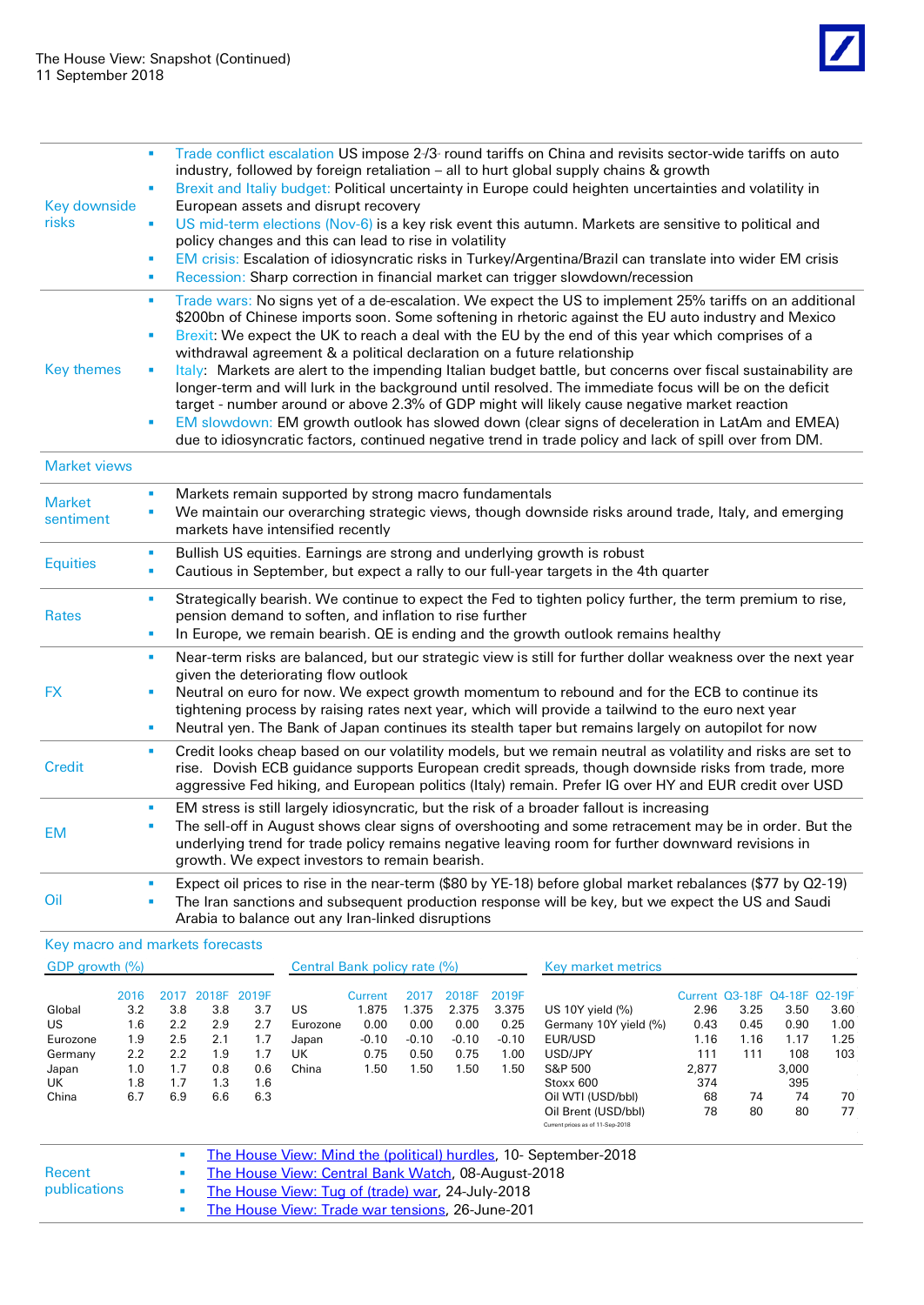| | |
|---|---|
| Key downside risks | ▪ Trade conflict escalation US impose 2/3 round tariffs on China and revisits sector-wide tariffs on auto industry, followed by foreign retaliation – all to hurt global supply chains & growth<br>▪ Brexit and Italiy budget: Political uncertainty in Europe could heighten uncertainties and volatility in European assets and disrupt recovery<br>▪ US mid-term elections (Nov-6) is a key risk event this autumn. Markets are sensitive to political and policy changes and this can lead to rise in volatility<br>▪ EM crisis: Escalation of idiosyncratic risks in Turkey/Argentina/Brazil can translate into wider EM crisis<br>▪ Recession: Sharp correction in financial market can trigger slowdown/recession |
| Key themes | ▪ Trade wars: No signs yet of a de-escalation. We expect the US to implement 25% tariffs on an additional $200bn of Chinese imports soon. Some softening in rhetoric against the EU auto industry and Mexico<br>▪ Brexit: We expect the UK to reach a deal with the EU by the end of this year which comprises of a withdrawal agreement & a political declaration on a future relationship<br>▪ Italy: Markets are alert to the impending Italian budget battle, but concerns over fiscal sustainability are longer-term and will lurk in the background until resolved. The immediate focus will be on the deficit target - number around or above 2.3% of GDP might will likely cause negative market reaction<br>▪ EM slowdown: EM growth outlook has slowed down (clear signs of deceleration in LatAm and EMEA) due to idiosyncratic factors, continued negative trend in trade policy and lack of spill over from DM. |
| **Market views** | |
| Market sentiment | ▪ Markets remain supported by strong macro fundamentals<br>▪ We maintain our overarching strategic views, though downside risks around trade, Italy, and emerging markets have intensified recently |
| Equities | ▪ Bullish US equities. Earnings are strong and underlying growth is robust<br>▪ Cautious in September, but expect a rally to our full-year targets in the 4th quarter |
| Rates | ▪ Strategically bearish. We continue to expect the Fed to tighten policy further, the term premium to rise, pension demand to soften, and inflation to rise further<br>▪ In Europe, we remain bearish. QE is ending and the growth outlook remains healthy |
| FX | ▪ Near-term risks are balanced, but our strategic view is still for further dollar weakness over the next year given the deteriorating flow outlook<br>▪ Neutral on euro for now. We expect growth momentum to rebound and for the ECB to continue its tightening process by raising rates next year, which will provide a tailwind to the euro next year<br>▪ Neutral yen. The Bank of Japan continues its stealth taper but remains largely on autopilot for now |
| Credit | ▪ Credit looks cheap based on our volatility models, but we remain neutral as volatility and risks are set to rise. Dovish ECB guidance supports European credit spreads, though downside risks from trade, more aggressive Fed hiking, and European politics (Italy) remain. Prefer IG over HY and EUR credit over USD |
| EM | ▪ EM stress is still largely idiosyncratic, but the risk of a broader fallout is increasing<br>▪ The sell-off in August shows clear signs of overshooting and some retracement may be in order. But the underlying trend for trade policy remains negative leaving room for further downward revisions in growth. We expect investors to remain bearish. |
| Oil | ▪ Expect oil prices to rise in the near-term ($80 by YE-18) before global market rebalances ($77 by Q2-19)<br>▪ The Iran sanctions and subsequent production response will be key, but we expect the US and Saudi Arabia to balance out any Iran-linked disruptions |

## Key macro and markets forecasts

**GDP growth (%)**

| | 2016 | 2017 | 2018F | 2019F |
|---|---|---|---|---|
| Global | 3.2 | 3.8 | 3.8 | 3.7 |
| US | 1.6 | 2.2 | 2.9 | 2.7 |
| Eurozone | 1.9 | 2.5 | 2.1 | 1.7 |
| Germany | 2.2 | 2.2 | 1.9 | 1.7 |
| Japan | 1.0 | 1.7 | 0.8 | 0.6 |
| UK | 1.8 | 1.7 | 1.3 | 1.6 |
| China | 6.7 | 6.9 | 6.6 | 6.3 |

**Central Bank policy rate (%)**

| | Current | 2017 | 2018F | 2019F |
|---|---|---|---|---|
| US | 1.875 | 1.375 | 2.375 | 3.375 |
| Eurozone | 0.00 | 0.00 | 0.00 | 0.25 |
| Japan | -0.10 | -0.10 | -0.10 | -0.10 |
| UK | 0.75 | 0.50 | 0.75 | 1.00 |
| China | 1.50 | 1.50 | 1.50 | 1.50 |

**Key market metrics**

| | Current | Q3-18F | Q4-18F | Q2-19F |
|---|---|---|---|---|
| US 10Y yield (%) | 2.96 | 3.25 | 3.50 | 3.60 |
| Germany 10Y yield (%) | 0.43 | 0.45 | 0.90 | 1.00 |
| EUR/USD | 1.16 | 1.16 | 1.17 | 1.25 |
| USD/JPY | 111 | 111 | 108 | 103 |
| S&P 500 | 2,877 | | 3,000 | |
| Stoxx 600 | 374 | | 395 | |
| Oil WTI (USD/bbl) | 68 | 74 | 74 | 70 |
| Oil Brent (USD/bbl) | 78 | 80 | 80 | 77 |

Current prices as of 11-Sep-2018

**Recent publications**

- The House View: Mind the (political) hurdles, 10- September-2018
- The House View: Central Bank Watch, 08-August-2018
- The House View: Tug of (trade) war, 24-July-2018
- The House View: Trade war tensions, 26-June-201